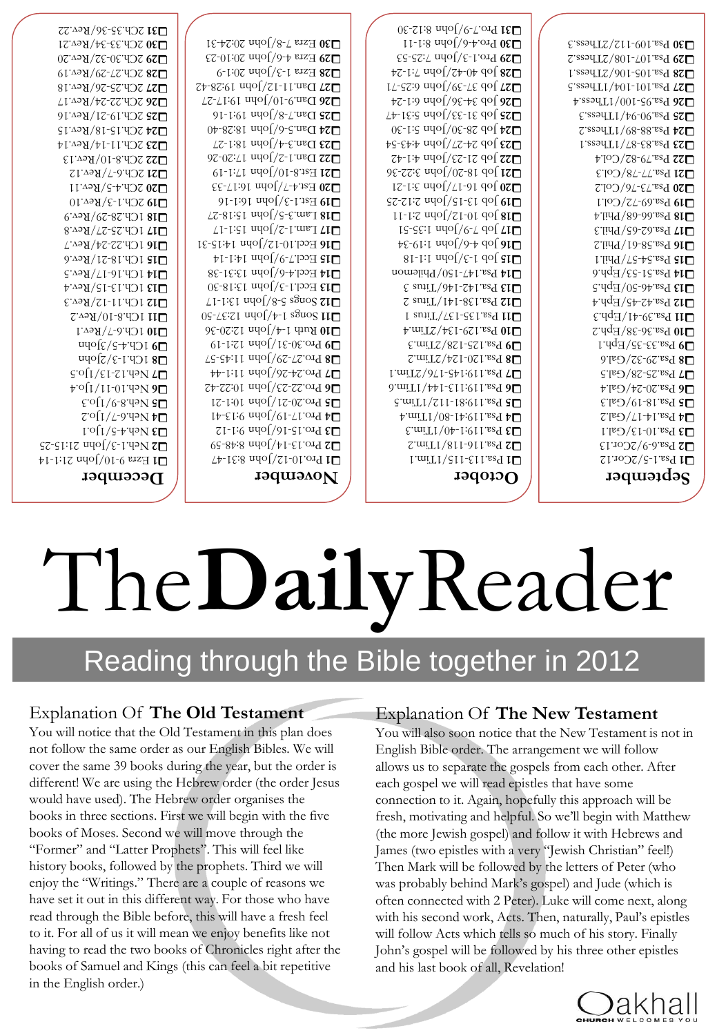## September

- ☐ **1** Psa.1-5/2Cor.12
- ☐ **2** Psa.6-9/2Cor.13
- ☐ **3** Psa.10-13/Gal.1
- ☐ **4** Psa.14-17/Gal.2
- ☐ **5** Psa.18-19/Gal.3
- ☐ **6** Psa.20-24/Gal.4
- ☐ **7** Psa.25-28/Gal.5
- ☐ **8** Psa.29-32/Gal.6
- ☐ **9** Psa.33-35/Eph.1
- ☐ **10** Psa.36-38/Eph.2
- ☐ **11** Psa.39-41/Eph.3
- ☐ **12** Psa.42-45/Eph.4
- ☐ **13** Psa.46-50/Eph.5
- ☐ **14** Psa.51-53/Eph.6
- ☐ **15** Psa.54-57/Phil.1
- ☐ **16** Psa.58-61/Phil.2
- ☐ **17** Psa.62-65/Phil.3
- ☐ **18** Psa.66-68/Phil.4
- ☐ **19** Psa.69-72/Col.1
- ☐ **20** Psa.73-76/Col.2
- ☐ **21** Psa.77-78/Col.3
- ☐ **22** Psa.79-82/Col.4
- ☐ **23** Psa.83-87/1Thess.1
- ☐ **24** Psa.88-89/1Thess.2
- ☐ **25** Psa.90-94/1Thess.3
- ☐ **26** Psa.95-100/1Thess.4
- ☐ **27** Psa.101-104/1Thess.5
- ☐ **28** Psa.105-106/2Thess.1
- ☐ **29** Psa.107-108/2Thess.2
- ☐ **30** Psa.109-112/2Thess.3

## October

- ☐ **1** Psa.113-115/1Tim.1
- ☐ **2** Psa.116-118/1Tim.2
- ☐ **3** Psa.119:1-40/1Tim.3
- ☐ **4** Psa.119:41-80/1Tim.4
- ☐ **5** Psa.119:81-112/1Tim.5
- ☐ **6** Psa.119:113-144/1Tim.6
- ☐ **7** Psa.119:145-176/2Tim.1
- ☐ **8** Psa.120-124/2Tim.2
- ☐ **9** Psa.125-128/2Tim.3
- ☐ **10** Psa.129-134/2Tim.4
- ☐ **11** Psa.135-137/Titus 1
- ☐ **12** Psa.138-141/Titus 2
- ☐ **13** Psa.142-146/Titus 3
- ☐ **14** Psa.147-150/Philemon
- ☐ **15** Job 1-3/John 1:1-18
- ☐ **16** Job 4-6/John 1:19-34
- ☐ **17** Job 7-9/John 1:35-51
- ☐ **18** Job 10-12/John 2:1-11
- ☐ **19** Job 13-15/John 2:12-25
- ☐ **20** Job 16-17/John 3:1-21
- ☐ **21** Job 18-20/John 3:22-36
- ☐ **22** Job 21-23/John 4:1-42
- ☐ **23** Job 24-27/John 4:43-54
- ☐ **24** Job 28-30/John 5:1-30
- ☐ **25** Job 31-33/John 5:31-47
- ☐ **26** Job 34-36/John 6:1-24
- ☐ **27** Job 37-39/John 6:25-71
- ☐ **28** Job 40-42/John 7:1-24
- ☐ **29** Pro.1-3/John 7:25-53
- ☐ **30** Pro.4-6/John 8:1-11
- ☐ **31** Pro.7-9/John 8:12-30

## November

- ☐ **1** Pro.10-12/John 8:31-47
- ☐ **2** Pro.13-15/John 8:48-59
- ☐ **3** Pro.15-16/John 9:1-12
- ☐ **4** Pro.17-19/John 9:13-41
- ☐ **5** Pro.20-21/John 10:1-21
- ☐ **6** Pro.22-23/John 10:22-42
- ☐ **7** Pro.24-26/John 11:1-44
- ☐ **8** Pro.27-29/John 11:45-57
- ☐ **9** Pro.30-31/John 12:1-19
- ☐ **10** Ruth 1-4/John 12:20-36
- ☐ **11** Songs 1-4/John 12:37-50
- ☐ **12** Songs 5-8/John 13:1-17
- ☐ **13** Eccl.1-3/John 13:18-30
- ☐ **14** Eccl.4-6/John 13:31-38
- ☐ **15** Eccl.7-9/John 14:1-14
- ☐ **16** Eccl.10-12/John 14:15-31
- ☐ **17** Lam.1-2/John 15:1-17
- ☐ **18** Lam.3-5/John 15:18-27
- ☐ **19** Est.1-3/John 16:1-16
- ☐ **20** Est.4-7/John 16:17-33
- ☐ **21** Est.8-10/John 17:1-19
- ☐ **22** Dan.1-2/John 17:20-26
- ☐ **23** Dan.3-4/John 18:1-27
- ☐ **24** Dan.5-6/John 18:28-40
- ☐ **25** Dan.7-8/John 19:1-16
- ☐ **26** Dan.9-10/John 19:17-27
- ☐ **27** Dan.11-12/John 19:28-42
- ☐ **28** Ezra 1-3/John 20:1-9
- ☐ **29** Ezra 4-6/John 20:10-23
- ☐ **30** Ezra 7-8/John 20:24-31

## December

- ☐ **1** Ezra 9-10/John 21:1-14
- ☐ **2** Neh.1-3/John 21:15-25
- ☐ **3** Neh.4-5/1Jo.1
- ☐ **4** Neh.6-7/1Jo.2
- ☐ **5** Neh.8-9/1Jo.3
- ☐ **6** Neh.10-11/1Jo.4
- ☐ **7** Neh.12-13/1Jo.5
- ☐ **8** 1Ch.1-3/2John
- ☐ **9** 1Ch.4-5/3John
- ☐ **10** 1Ch.6-7/Rev.1
- ☐ **11** 1Ch.8-10/Rev.2
- ☐ **12** 1Ch.11-12/Rev.3
- ☐ **13** 1Ch.13-15/Rev.4
- ☐ **14** 1Ch.16-17/Rev.5
- ☐ **15** 1Ch.18-21/Rev.6
- ☐ **16** 1Ch.22-24/Rev.7
- ☐ **17** 1Ch.25-27/Rev.8
- ☐ **18** 1Ch.28-29/Rev.9
- ☐ **19** 2Ch.1-3/Rev.10
- ☐ **20** 2Ch.4-5/Rev.11
- ☐ **21** 2Ch.6-7/Rev.12
- ☐ **22** 2Ch.8-10/Rev.13
- ☐ **23** 2Ch.11-14/Rev.14
- ☐ **24** 2Ch.15-18/Rev.15
- ☐ **25** 2Ch.19-21/Rev.16
- ☐ **26** 2Ch.22-24/Rev.17
- ☐ **27** 2Ch.25-26/Rev.18
- ☐ **28** 2Ch.27-29/Rev.19
- ☐ **29** 2Ch.30-32/Rev.20
- ☐ **30** 2Ch.33-34/Rev.21
- ☐ **31** 2Ch.35-36/Rev.22

# The**Daily**Reader

## Reading through the Bible together in 2012

### Explanation Of **The Old Testament**

You will notice that the Old Testament in this plan does not follow the same order as our English Bibles. We will cover the same 39 books during the year, but the order is different! We are using the Hebrew order (the order Jesus would have used). The Hebrew order organises the books in three sections. First we will begin with the five books of Moses. Second we will move through the "Former" and "Latter Prophets". This will feel like history books, followed by the prophets. Third we will enjoy the "Writings." There are a couple of reasons we have set it out in this different way. For those who have read through the Bible before, this will have a fresh feel to it. For all of us it will mean we enjoy benefits like not having to read the two books of Chronicles right after the books of Samuel and Kings (this can feel a bit repetitive in the English order.)

### Explanation Of **The New Testament**

You will also soon notice that the New Testament is not in English Bible order. The arrangement we will follow allows us to separate the gospels from each other. After each gospel we will read epistles that have some connection to it. Again, hopefully this approach will be fresh, motivating and helpful. So we'll begin with Matthew (the more Jewish gospel) and follow it with Hebrews and James (two epistles with a very "Jewish Christian" feel!) Then Mark will be followed by the letters of Peter (who was probably behind Mark's gospel) and Jude (which is often connected with 2 Peter). Luke will come next, along with his second work, Acts. Then, naturally, Paul's epistles will follow Acts which tells so much of his story. Finally John's gospel will be followed by his three other epistles and his last book of all, Revelation!

Oakhall
CHURCH WELCOMES YOU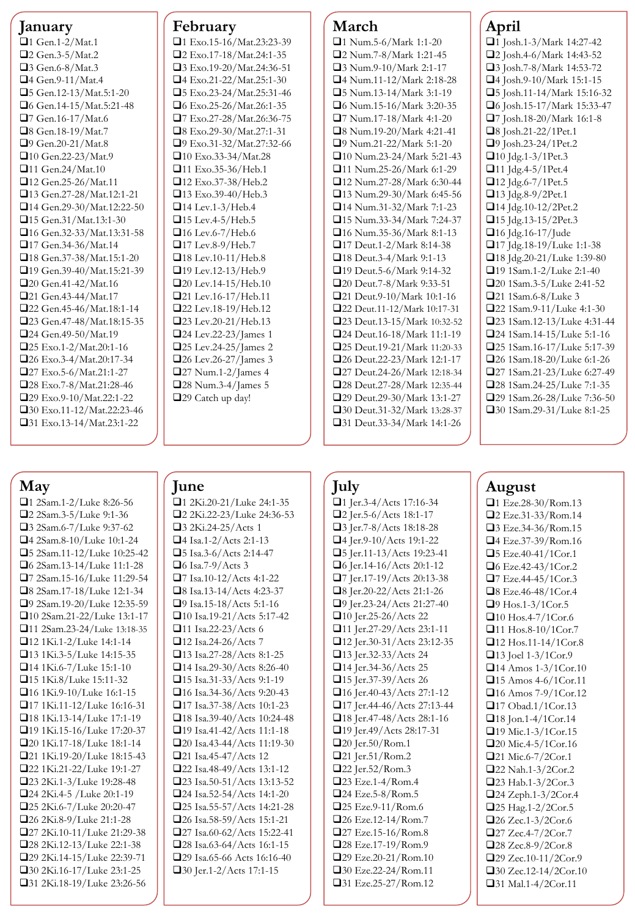## January

- ❑1 Gen.1-2/Mat.1
- ❑2 Gen.3-5/Mat.2
- ❑3 Gen.6-8/Mat.3
- ❑4 Gen.9-11/Mat.4
- ❑5 Gen.12-13/Mat.5:1-20
- ❑6 Gen.14-15/Mat.5:21-48
- ❑7 Gen.16-17/Mat.6
- ❑8 Gen.18-19/Mat.7
- ❑9 Gen.20-21/Mat.8
- ❑10 Gen.22-23/Mat.9
- ❑11 Gen.24/Mat.10
- ❑12 Gen.25-26/Mat.11
- ❑13 Gen.27-28/Mat.12:1-21
- ❑14 Gen.29-30/Mat.12:22-50
- ❑15 Gen.31/Mat.13:1-30
- ❑16 Gen.32-33/Mat.13:31-58
- ❑17 Gen.34-36/Mat.14
- ❑18 Gen.37-38/Mat.15:1-20
- ❑19 Gen.39-40/Mat.15:21-39
- ❑20 Gen.41-42/Mat.16
- ❑21 Gen.43-44/Mat.17
- ❑22 Gen.45-46/Mat.18:1-14
- ❑23 Gen.47-48/Mat.18:15-35
- ❑24 Gen.49-50/Mat.19
- ❑25 Exo.1-2/Mat.20:1-16
- ❑26 Exo.3-4/Mat.20:17-34
- ❑27 Exo.5-6/Mat.21:1-27
- ❑28 Exo.7-8/Mat.21:28-46
- ❑29 Exo.9-10/Mat.22:1-22
- ❑30 Exo.11-12/Mat.22:23-46
- ❑31 Exo.13-14/Mat.23:1-22

## February

- ❑1 Exo.15-16/Mat.23:23-39
- ❑2 Exo.17-18/Mat.24:1-35
- ❑3 Exo.19-20/Mat.24:36-51
- ❑4 Exo.21-22/Mat.25:1-30
- ❑5 Exo.23-24/Mat.25:31-46
- ❑6 Exo.25-26/Mat.26:1-35
- ❑7 Exo.27-28/Mat.26:36-75
- ❑8 Exo.29-30/Mat.27:1-31
- ❑9 Exo.31-32/Mat.27:32-66
- ❑10 Exo.33-34/Mat.28
- ❑11 Exo.35-36/Heb.1
- ❑12 Exo.37-38/Heb.2
- ❑13 Exo.39-40/Heb.3
- ❑14 Lev.1-3/Heb.4
- ❑15 Lev.4-5/Heb.5
- ❑16 Lev.6-7/Heb.6
- ❑17 Lev.8-9/Heb.7
- ❑18 Lev.10-11/Heb.8
- ❑19 Lev.12-13/Heb.9
- ❑20 Lev.14-15/Heb.10
- ❑21 Lev.16-17/Heb.11
- ❑22 Lev.18-19/Heb.12
- ❑23 Lev.20-21/Heb.13
- ❑24 Lev.22-23/James 1
- ❑25 Lev.24-25/James 2
- ❑26 Lev.26-27/James 3
- ❑27 Num.1-2/James 4
- ❑28 Num.3-4/James 5
- ❑29 Catch up day!

## March

- ❑1 Num.5-6/Mark 1:1-20
- ❑2 Num.7-8/Mark 1:21-45
- ❑3 Num.9-10/Mark 2:1-17
- ❑4 Num.11-12/Mark 2:18-28
- ❑5 Num.13-14/Mark 3:1-19
- ❑6 Num.15-16/Mark 3:20-35
- ❑7 Num.17-18/Mark 4:1-20
- ❑8 Num.19-20/Mark 4:21-41
- ❑9 Num.21-22/Mark 5:1-20
- ❑10 Num.23-24/Mark 5:21-43
- ❑11 Num.25-26/Mark 6:1-29
- ❑12 Num.27-28/Mark 6:30-44
- ❑13 Num.29-30/Mark 6:45-56
- ❑14 Num.31-32/Mark 7:1-23
- ❑15 Num.33-34/Mark 7:24-37
- ❑16 Num.35-36/Mark 8:1-13
- ❑17 Deut.1-2/Mark 8:14-38
- ❑18 Deut.3-4/Mark 9:1-13
- ❑19 Deut.5-6/Mark 9:14-32
- ❑20 Deut.7-8/Mark 9:33-51
- ❑21 Deut.9-10/Mark 10:1-16
- ❑22 Deut.11-12/Mark 10:17-31
- ❑23 Deut.13-15/Mark 10:32-52
- ❑24 Deut.16-18/Mark 11:1-19
- ❑25 Deut.19-21/Mark 11:20-33
- ❑26 Deut.22-23/Mark 12:1-17
- ❑27 Deut.24-26/Mark 12:18-34
- ❑28 Deut.27-28/Mark 12:35-44
- ❑29 Deut.29-30/Mark 13:1-27
- ❑30 Deut.31-32/Mark 13:28-37
- ❑31 Deut.33-34/Mark 14:1-26

## April

- ❑1 Josh.1-3/Mark 14:27-42
- ❑2 Josh.4-6/Mark 14:43-52
- ❑3 Josh.7-8/Mark 14:53-72
- ❑4 Josh.9-10/Mark 15:1-15
- ❑5 Josh.11-14/Mark 15:16-32
- ❑6 Josh.15-17/Mark 15:33-47
- ❑7 Josh.18-20/Mark 16:1-8
- ❑8 Josh.21-22/1Pet.1
- ❑9 Josh.23-24/1Pet.2
- ❑10 Jdg.1-3/1Pet.3
- ❑11 Jdg.4-5/1Pet.4
- ❑12 Jdg.6-7/1Pet.5
- ❑13 Jdg.8-9/2Pet.1
- ❑14 Jdg.10-12/2Pet.2
- ❑15 Jdg.13-15/2Pet.3
- ❑16 Jdg.16-17/Jude
- ❑17 Jdg.18-19/Luke 1:1-38
- ❑18 Jdg.20-21/Luke 1:39-80
- ❑19 1Sam.1-2/Luke 2:1-40
- ❑20 1Sam.3-5/Luke 2:41-52
- ❑21 1Sam.6-8/Luke 3
- ❑22 1Sam.9-11/Luke 4:1-30
- ❑23 1Sam.12-13/Luke 4:31-44
- ❑24 1Sam.14-15/Luke 5:1-16
- ❑25 1Sam.16-17/Luke 5:17-39
- ❑26 1Sam.18-20/Luke 6:1-26
- ❑27 1Sam.21-23/Luke 6:27-49
- ❑28 1Sam.24-25/Luke 7:1-35
- ❑29 1Sam.26-28/Luke 7:36-50
- ❑30 1Sam.29-31/Luke 8:1-25

## May

- ❑1 2Sam.1-2/Luke 8:26-56
- ❑2 2Sam.3-5/Luke 9:1-36
- ❑3 2Sam.6-7/Luke 9:37-62
- ❑4 2Sam.8-10/Luke 10:1-24
- ❑5 2Sam.11-12/Luke 10:25-42
- ❑6 2Sam.13-14/Luke 11:1-28
- ❑7 2Sam.15-16/Luke 11:29-54
- ❑8 2Sam.17-18/Luke 12:1-34
- ❑9 2Sam.19-20/Luke 12:35-59
- ❑10 2Sam.21-22/Luke 13:1-17
- ❑11 2Sam.23-24/Luke 13:18-35
- ❑12 1Ki.1-2/Luke 14:1-14
- ❑13 1Ki.3-5/Luke 14:15-35
- ❑14 1Ki.6-7/Luke 15:1-10
- ❑15 1Ki.8/Luke 15:11-32
- ❑16 1Ki.9-10/Luke 16:1-15
- ❑17 1Ki.11-12/Luke 16:16-31
- ❑18 1Ki.13-14/Luke 17:1-19
- ❑19 1Ki.15-16/Luke 17:20-37
- ❑20 1Ki.17-18/Luke 18:1-14
- ❑21 1Ki.19-20/Luke 18:15-43
- ❑22 1Ki.21-22/Luke 19:1-27
- ❑23 2Ki.1-3/Luke 19:28-48
- ❑24 2Ki.4-5 /Luke 20:1-19
- ❑25 2Ki.6-7/Luke 20:20-47
- ❑26 2Ki.8-9/Luke 21:1-28
- ❑27 2Ki.10-11/Luke 21:29-38
- ❑28 2Ki.12-13/Luke 22:1-38
- ❑29 2Ki.14-15/Luke 22:39-71
- ❑30 2Ki.16-17/Luke 23:1-25
- ❑31 2Ki.18-19/Luke 23:26-56

## June

- ❑1 2Ki.20-21/Luke 24:1-35
- ❑2 2Ki.22-23/Luke 24:36-53
- ❑3 2Ki.24-25/Acts 1
- ❑4 Isa.1-2/Acts 2:1-13
- ❑5 Isa.3-6/Acts 2:14-47
- ❑6 Isa.7-9/Acts 3
- ❑7 Isa.10-12/Acts 4:1-22
- ❑8 Isa.13-14/Acts 4:23-37
- ❑9 Isa.15-18/Acts 5:1-16
- ❑10 Isa.19-21/Acts 5:17-42
- ❑11 Isa.22-23/Acts 6
- ❑12 Isa.24-26/Acts 7
- ❑13 Isa.27-28/Acts 8:1-25
- ❑14 Isa.29-30/Acts 8:26-40
- ❑15 Isa.31-33/Acts 9:1-19
- ❑16 Isa.34-36/Acts 9:20-43
- ❑17 Isa.37-38/Acts 10:1-23
- ❑18 Isa.39-40/Acts 10:24-48
- ❑19 Isa.41-42/Acts 11:1-18
- ❑20 Isa.43-44/Acts 11:19-30
- ❑21 Isa.45-47/Acts 12
- ❑22 Isa.48-49/Acts 13:1-12
- ❑23 Isa.50-51/Acts 13:13-52
- ❑24 Isa.52-54/Acts 14:1-20
- ❑25 Isa.55-57/Acts 14:21-28
- ❑26 Isa.58-59/Acts 15:1-21
- ❑27 Isa.60-62/Acts 15:22-41
- ❑28 Isa.63-64/Acts 16:1-15
- ❑29 Isa.65-66 Acts 16:16-40
- ❑30 Jer.1-2/Acts 17:1-15

## July

- ❑1 Jer.3-4/Acts 17:16-34
- ❑2 Jer.5-6/Acts 18:1-17
- ❑3 Jer.7-8/Acts 18:18-28
- ❑4 Jer.9-10/Acts 19:1-22
- ❑5 Jer.11-13/Acts 19:23-41
- ❑6 Jer.14-16/Acts 20:1-12
- ❑7 Jer.17-19/Acts 20:13-38
- ❑8 Jer.20-22/Acts 21:1-26
- ❑9 Jer.23-24/Acts 21:27-40
- ❑10 Jer.25-26/Acts 22
- ❑11 Jer.27-29/Acts 23:1-11
- ❑12 Jer.30-31/Acts 23:12-35
- ❑13 Jer.32-33/Acts 24
- ❑14 Jer.34-36/Acts 25
- ❑15 Jer.37-39/Acts 26
- ❑16 Jer.40-43/Acts 27:1-12
- ❑17 Jer.44-46/Acts 27:13-44
- ❑18 Jer.47-48/Acts 28:1-16
- ❑19 Jer.49/Acts 28:17-31
- ❑20 Jer.50/Rom.1
- ❑21 Jer.51/Rom.2
- ❑22 Jer.52/Rom.3
- ❑23 Eze.1-4/Rom.4
- ❑24 Eze.5-8/Rom.5
- ❑25 Eze.9-11/Rom.6
- ❑26 Eze.12-14/Rom.7
- ❑27 Eze.15-16/Rom.8
- ❑28 Eze.17-19/Rom.9
- ❑29 Eze.20-21/Rom.10
- ❑30 Eze.22-24/Rom.11
- ❑31 Eze.25-27/Rom.12

## August

- ❑1 Eze.28-30/Rom.13
- ❑2 Eze.31-33/Rom.14
- ❑3 Eze.34-36/Rom.15
- ❑4 Eze.37-39/Rom.16
- ❑5 Eze.40-41/1Cor.1
- ❑6 Eze.42-43/1Cor.2
- ❑7 Eze.44-45/1Cor.3
- ❑8 Eze.46-48/1Cor.4
- ❑9 Hos.1-3/1Cor.5
- ❑10 Hos.4-7/1Cor.6
- ❑11 Hos.8-10/1Cor.7
- ❑12 Hos.11-14/1Cor.8
- ❑13 Joel 1-3/1Cor.9
- ❑14 Amos 1-3/1Cor.10
- ❑15 Amos 4-6/1Cor.11
- ❑16 Amos 7-9/1Cor.12
- ❑17 Obad.1/1Cor.13
- ❑18 Jon.1-4/1Cor.14
- ❑19 Mic.1-3/1Cor.15
- ❑20 Mic.4-5/1Cor.16
- ❑21 Mic.6-7/2Cor.1
- ❑22 Nah.1-3/2Cor.2
- ❑23 Hab.1-3/2Cor.3
- ❑24 Zeph.1-3/2Cor.4
- ❑25 Hag.1-2/2Cor.5
- ❑26 Zec.1-3/2Cor.6
- ❑27 Zec.4-7/2Cor.7
- ❑28 Zec.8-9/2Cor.8
- ❑29 Zec.10-11/2Cor.9
- ❑30 Zec.12-14/2Cor.10
- ❑31 Mal.1-4/2Cor.11